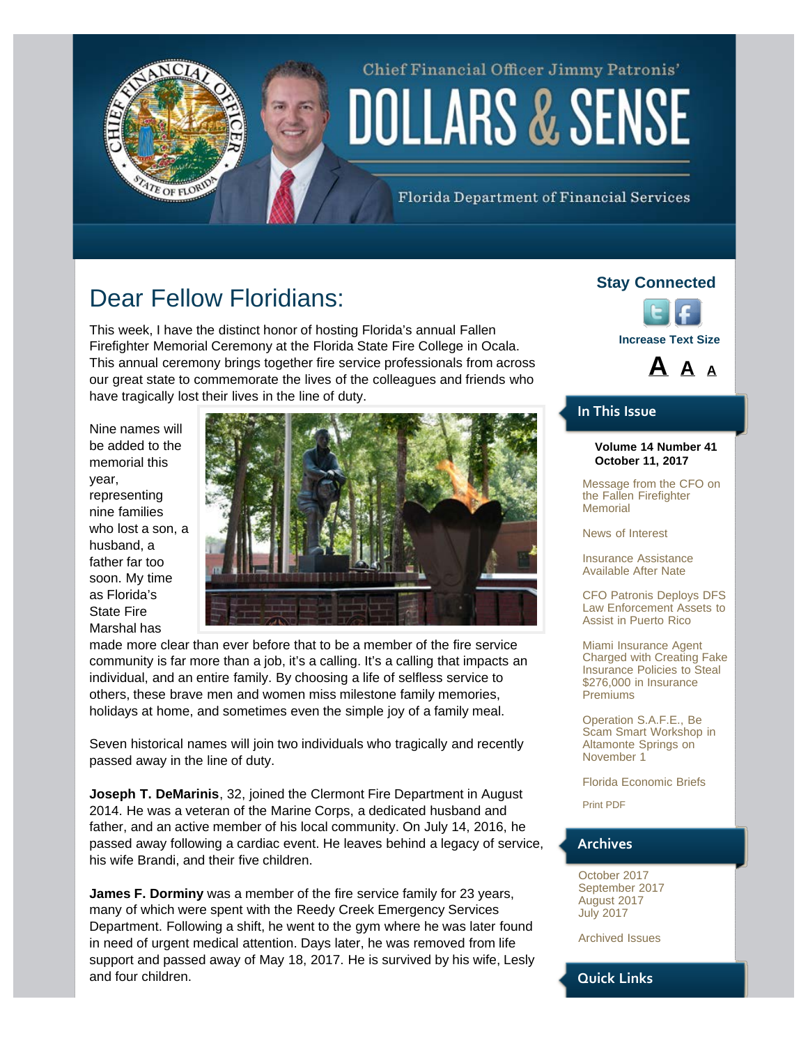Chief Financial Officer Jimmy Patronis'

# DOLLARS & SENSE

Florida Department of Financial Services

## Dear Fellow Floridians:

This week, I have the distinct honor of hosting Florida's annual Fallen Firefighter Memorial Ceremony at the Florida State Fire College in Ocala. This annual ceremony brings together fire service professionals from across our great state to commemorate the lives of the colleagues and friends who have tragically lost their lives in the line of duty.

Nine names will be added to the memorial this year, representing nine families who lost a son, a husband, a father far too soon. My time as Florida's State Fire Marshal has made more clear than ever before that to be a member of the fire service community is far more than a job, it's a calling. It's a calling that impacts an individual, and an entire family. By choosing a life of selfless service to others, these brave men and women miss milestone family memories, holidays at home, and sometimes even the simple joy of a family meal.

Seven historical names will join two individuals who tragically and recently passed away in the line of duty.

**Joseph T. DeMarinis**, 32, joined the Clermont Fire Department in August 2014. He was a veteran of the Marine Corps, a dedicated husband and father, and an active member of his local community. On July 14, 2016, he passed away following a cardiac event. He leaves behind a legacy of service, his wife Brandi, and their five children.

**James F. Dorminy** was a member of the fire service family for 23 years, many of which were spent with the Reedy Creek Emergency Services Department. Following a shift, he went to the gym where he was later found in need of urgent medical attention. Days later, he was removed from life support and passed away of May 18, 2017. He is survived by his wife, Lesly and four children.

### Stay Connected

Increase Text Size

A A A

### In This Issue

**Volume 14 Number 41**
**October 11, 2017**

- Message from the CFO on the Fallen Firefighter Memorial
- News of Interest
- Insurance Assistance Available After Nate
- CFO Patronis Deploys DFS Law Enforcement Assets to Assist in Puerto Rico
- Miami Insurance Agent Charged with Creating Fake Insurance Policies to Steal $276,000 in Insurance Premiums
- Operation S.A.F.E., Be Scam Smart Workshop in Altamonte Springs on November 1
- Florida Economic Briefs
- Print PDF

### Archives

October 2017
September 2017
August 2017
July 2017

Archived Issues

### Quick Links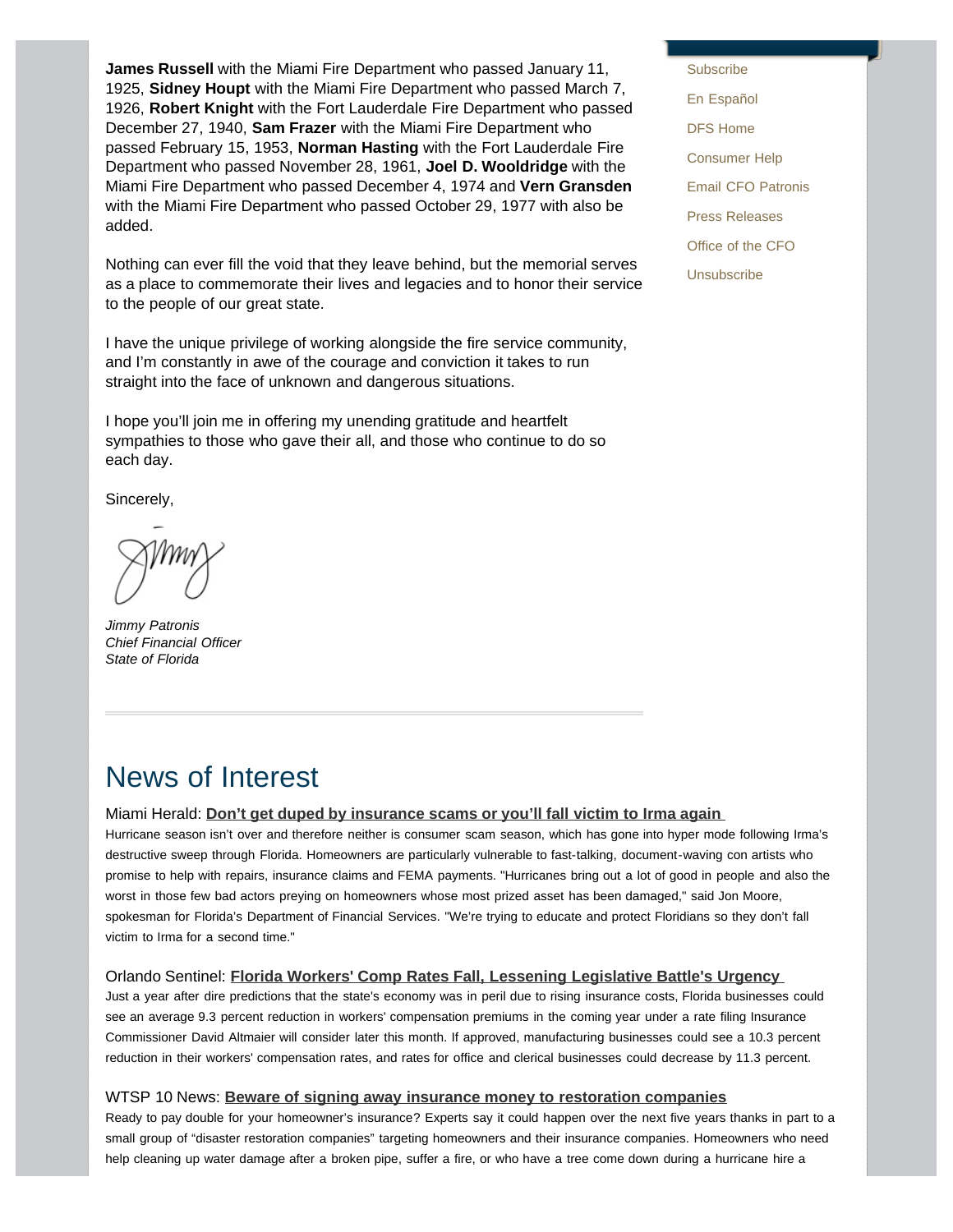**James Russell** with the Miami Fire Department who passed January 11, 1925, **Sidney Houpt** with the Miami Fire Department who passed March 7, 1926, **Robert Knight** with the Fort Lauderdale Fire Department who passed December 27, 1940, **Sam Frazer** with the Miami Fire Department who passed February 15, 1953, **Norman Hasting** with the Fort Lauderdale Fire Department who passed November 28, 1961, **Joel D. Wooldridge** with the Miami Fire Department who passed December 4, 1974 and **Vern Gransden** with the Miami Fire Department who passed October 29, 1977 with also be added.

Nothing can ever fill the void that they leave behind, but the memorial serves as a place to commemorate their lives and legacies and to honor their service to the people of our great state.

I have the unique privilege of working alongside the fire service community, and I'm constantly in awe of the courage and conviction it takes to run straight into the face of unknown and dangerous situations.

I hope you'll join me in offering my unending gratitude and heartfelt sympathies to those who gave their all, and those who continue to do so each day.

Sincerely,

Jimmy

*Jimmy Patronis*
*Chief Financial Officer*
*State of Florida*

- Subscribe
- En Español
- DFS Home
- Consumer Help
- Email CFO Patronis
- Press Releases
- Office of the CFO
- Unsubscribe

# News of Interest

Miami Herald: **Don't get duped by insurance scams or you'll fall victim to Irma again**

Hurricane season isn't over and therefore neither is consumer scam season, which has gone into hyper mode following Irma's destructive sweep through Florida. Homeowners are particularly vulnerable to fast-talking, document-waving con artists who promise to help with repairs, insurance claims and FEMA payments. "Hurricanes bring out a lot of good in people and also the worst in those few bad actors preying on homeowners whose most prized asset has been damaged," said Jon Moore, spokesman for Florida's Department of Financial Services. "We're trying to educate and protect Floridians so they don't fall victim to Irma for a second time."

Orlando Sentinel: **Florida Workers' Comp Rates Fall, Lessening Legislative Battle's Urgency**

Just a year after dire predictions that the state's economy was in peril due to rising insurance costs, Florida businesses could see an average 9.3 percent reduction in workers' compensation premiums in the coming year under a rate filing Insurance Commissioner David Altmaier will consider later this month. If approved, manufacturing businesses could see a 10.3 percent reduction in their workers' compensation rates, and rates for office and clerical businesses could decrease by 11.3 percent.

WTSP 10 News: **Beware of signing away insurance money to restoration companies**

Ready to pay double for your homeowner's insurance? Experts say it could happen over the next five years thanks in part to a small group of "disaster restoration companies" targeting homeowners and their insurance companies. Homeowners who need help cleaning up water damage after a broken pipe, suffer a fire, or who have a tree come down during a hurricane hire a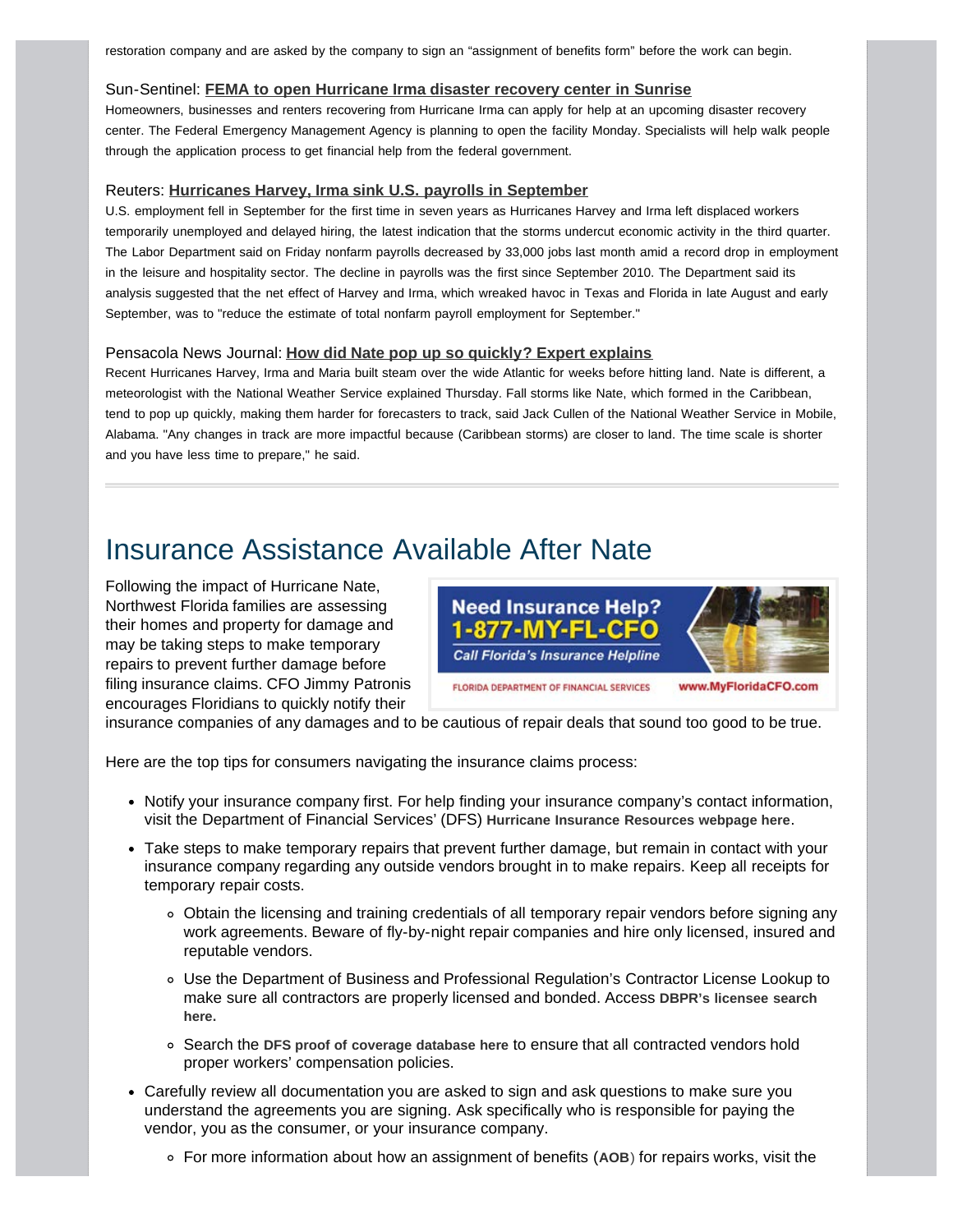restoration company and are asked by the company to sign an "assignment of benefits form" before the work can begin.

Sun-Sentinel: **FEMA to open Hurricane Irma disaster recovery center in Sunrise**
Homeowners, businesses and renters recovering from Hurricane Irma can apply for help at an upcoming disaster recovery center. The Federal Emergency Management Agency is planning to open the facility Monday. Specialists will help walk people through the application process to get financial help from the federal government.

Reuters: **Hurricanes Harvey, Irma sink U.S. payrolls in September**
U.S. employment fell in September for the first time in seven years as Hurricanes Harvey and Irma left displaced workers temporarily unemployed and delayed hiring, the latest indication that the storms undercut economic activity in the third quarter. The Labor Department said on Friday nonfarm payrolls decreased by 33,000 jobs last month amid a record drop in employment in the leisure and hospitality sector. The decline in payrolls was the first since September 2010. The Department said its analysis suggested that the net effect of Harvey and Irma, which wreaked havoc in Texas and Florida in late August and early September, was to "reduce the estimate of total nonfarm payroll employment for September."

Pensacola News Journal: **How did Nate pop up so quickly? Expert explains**
Recent Hurricanes Harvey, Irma and Maria built steam over the wide Atlantic for weeks before hitting land. Nate is different, a meteorologist with the National Weather Service explained Thursday. Fall storms like Nate, which formed in the Caribbean, tend to pop up quickly, making them harder for forecasters to track, said Jack Cullen of the National Weather Service in Mobile, Alabama. "Any changes in track are more impactful because (Caribbean storms) are closer to land. The time scale is shorter and you have less time to prepare," he said.

---

# Insurance Assistance Available After Nate

Need Insurance Help? 1-877-MY-FL-CFO
Call Florida's Insurance Helpline
FLORIDA DEPARTMENT OF FINANCIAL SERVICES www.MyFloridaCFO.com

Following the impact of Hurricane Nate, Northwest Florida families are assessing their homes and property for damage and may be taking steps to make temporary repairs to prevent further damage before filing insurance claims. CFO Jimmy Patronis encourages Floridians to quickly notify their insurance companies of any damages and to be cautious of repair deals that sound too good to be true.

Here are the top tips for consumers navigating the insurance claims process:

- Notify your insurance company first. For help finding your insurance company's contact information, visit the Department of Financial Services' (DFS) **Hurricane Insurance Resources webpage here**.
- Take steps to make temporary repairs that prevent further damage, but remain in contact with your insurance company regarding any outside vendors brought in to make repairs. Keep all receipts for temporary repair costs.
  - Obtain the licensing and training credentials of all temporary repair vendors before signing any work agreements. Beware of fly-by-night repair companies and hire only licensed, insured and reputable vendors.
  - Use the Department of Business and Professional Regulation's Contractor License Lookup to make sure all contractors are properly licensed and bonded. Access **DBPR's licensee search here.**
  - Search the **DFS proof of coverage database here** to ensure that all contracted vendors hold proper workers' compensation policies.
- Carefully review all documentation you are asked to sign and ask questions to make sure you understand the agreements you are signing. Ask specifically who is responsible for paying the vendor, you as the consumer, or your insurance company.
  - For more information about how an assignment of benefits (**AOB**) for repairs works, visit the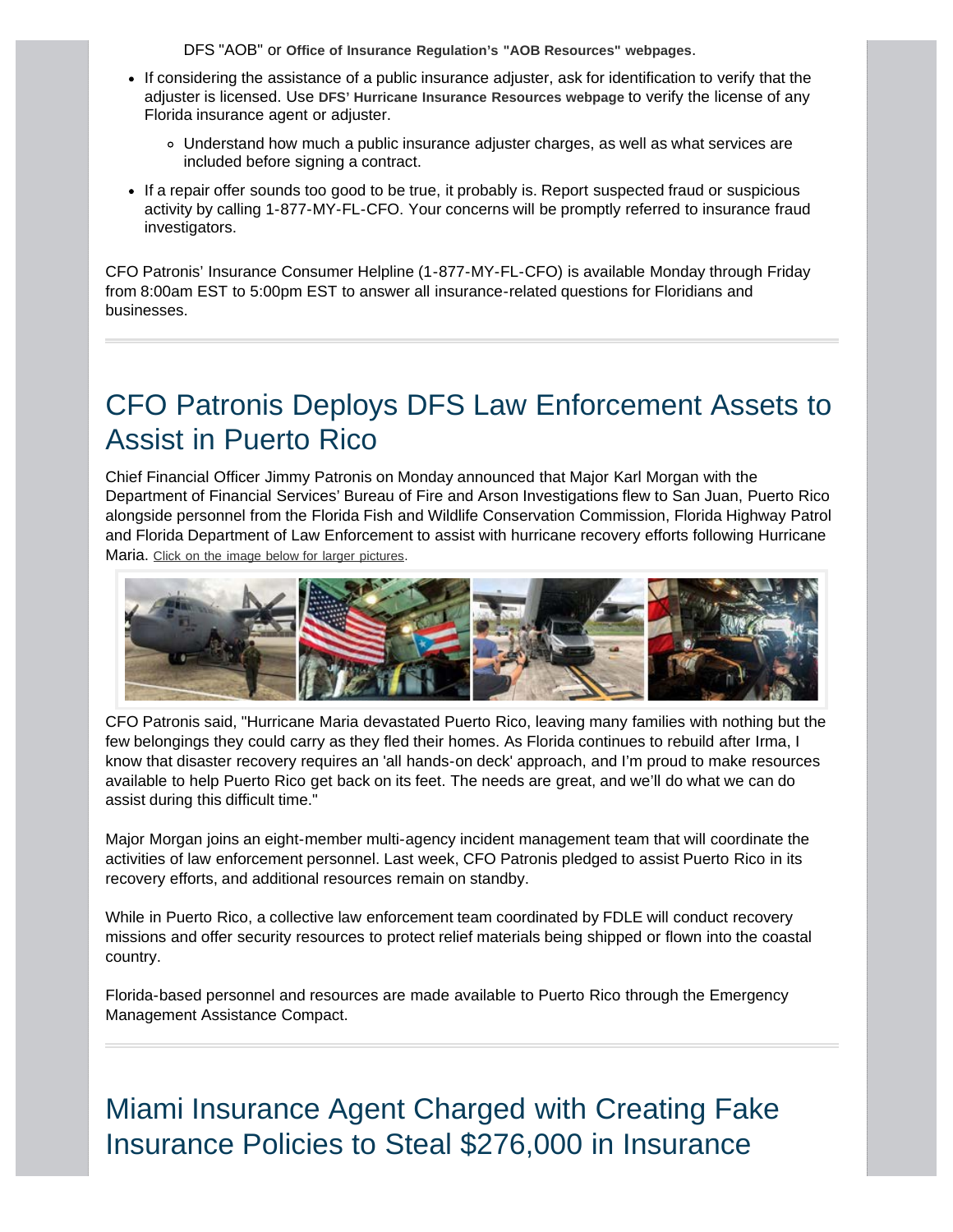DFS "AOB" or **Office of Insurance Regulation's "AOB Resources" webpages**.

- If considering the assistance of a public insurance adjuster, ask for identification to verify that the adjuster is licensed. Use **DFS' Hurricane Insurance Resources webpage** to verify the license of any Florida insurance agent or adjuster.
  - Understand how much a public insurance adjuster charges, as well as what services are included before signing a contract.
- If a repair offer sounds too good to be true, it probably is. Report suspected fraud or suspicious activity by calling 1-877-MY-FL-CFO. Your concerns will be promptly referred to insurance fraud investigators.

CFO Patronis' Insurance Consumer Helpline (1-877-MY-FL-CFO) is available Monday through Friday from 8:00am EST to 5:00pm EST to answer all insurance-related questions for Floridians and businesses.

---

# CFO Patronis Deploys DFS Law Enforcement Assets to Assist in Puerto Rico

Chief Financial Officer Jimmy Patronis on Monday announced that Major Karl Morgan with the Department of Financial Services' Bureau of Fire and Arson Investigations flew to San Juan, Puerto Rico alongside personnel from the Florida Fish and Wildlife Conservation Commission, Florida Highway Patrol and Florida Department of Law Enforcement to assist with hurricane recovery efforts following Hurricane Maria. Click on the image below for larger pictures.

CFO Patronis said, "Hurricane Maria devastated Puerto Rico, leaving many families with nothing but the few belongings they could carry as they fled their homes. As Florida continues to rebuild after Irma, I know that disaster recovery requires an 'all hands-on deck' approach, and I'm proud to make resources available to help Puerto Rico get back on its feet. The needs are great, and we'll do what we can do assist during this difficult time."

Major Morgan joins an eight-member multi-agency incident management team that will coordinate the activities of law enforcement personnel. Last week, CFO Patronis pledged to assist Puerto Rico in its recovery efforts, and additional resources remain on standby.

While in Puerto Rico, a collective law enforcement team coordinated by FDLE will conduct recovery missions and offer security resources to protect relief materials being shipped or flown into the coastal country.

Florida-based personnel and resources are made available to Puerto Rico through the Emergency Management Assistance Compact.

---

# Miami Insurance Agent Charged with Creating Fake Insurance Policies to Steal $276,000 in Insurance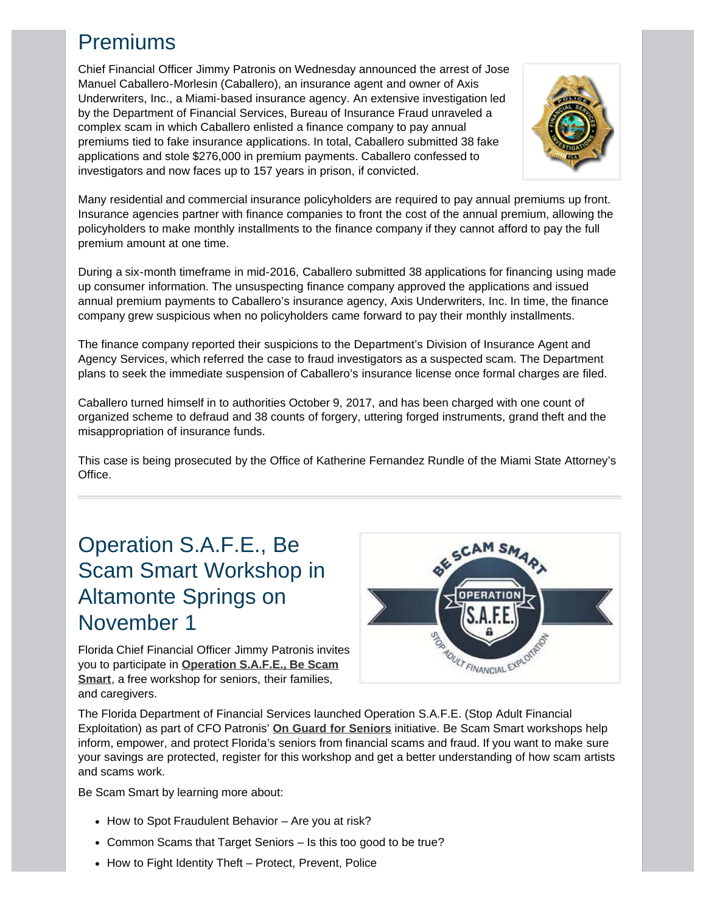## Premiums

Chief Financial Officer Jimmy Patronis on Wednesday announced the arrest of Jose Manuel Caballero-Morlesin (Caballero), an insurance agent and owner of Axis Underwriters, Inc., a Miami-based insurance agency. An extensive investigation led by the Department of Financial Services, Bureau of Insurance Fraud unraveled a complex scam in which Caballero enlisted a finance company to pay annual premiums tied to fake insurance applications. In total, Caballero submitted 38 fake applications and stole $276,000 in premium payments. Caballero confessed to investigators and now faces up to 157 years in prison, if convicted.

Many residential and commercial insurance policyholders are required to pay annual premiums up front. Insurance agencies partner with finance companies to front the cost of the annual premium, allowing the policyholders to make monthly installments to the finance company if they cannot afford to pay the full premium amount at one time.

During a six-month timeframe in mid-2016, Caballero submitted 38 applications for financing using made up consumer information. The unsuspecting finance company approved the applications and issued annual premium payments to Caballero's insurance agency, Axis Underwriters, Inc. In time, the finance company grew suspicious when no policyholders came forward to pay their monthly installments.

The finance company reported their suspicions to the Department's Division of Insurance Agent and Agency Services, which referred the case to fraud investigators as a suspected scam. The Department plans to seek the immediate suspension of Caballero's insurance license once formal charges are filed.

Caballero turned himself in to authorities October 9, 2017, and has been charged with one count of organized scheme to defraud and 38 counts of forgery, uttering forged instruments, grand theft and the misappropriation of insurance funds.

This case is being prosecuted by the Office of Katherine Fernandez Rundle of the Miami State Attorney's Office.

---

## Operation S.A.F.E., Be Scam Smart Workshop in Altamonte Springs on November 1

Florida Chief Financial Officer Jimmy Patronis invites you to participate in **Operation S.A.F.E., Be Scam Smart**, a free workshop for seniors, their families, and caregivers.

The Florida Department of Financial Services launched Operation S.A.F.E. (Stop Adult Financial Exploitation) as part of CFO Patronis' **On Guard for Seniors** initiative. Be Scam Smart workshops help inform, empower, and protect Florida's seniors from financial scams and fraud. If you want to make sure your savings are protected, register for this workshop and get a better understanding of how scam artists and scams work.

Be Scam Smart by learning more about:

- How to Spot Fraudulent Behavior – Are you at risk?
- Common Scams that Target Seniors – Is this too good to be true?
- How to Fight Identity Theft – Protect, Prevent, Police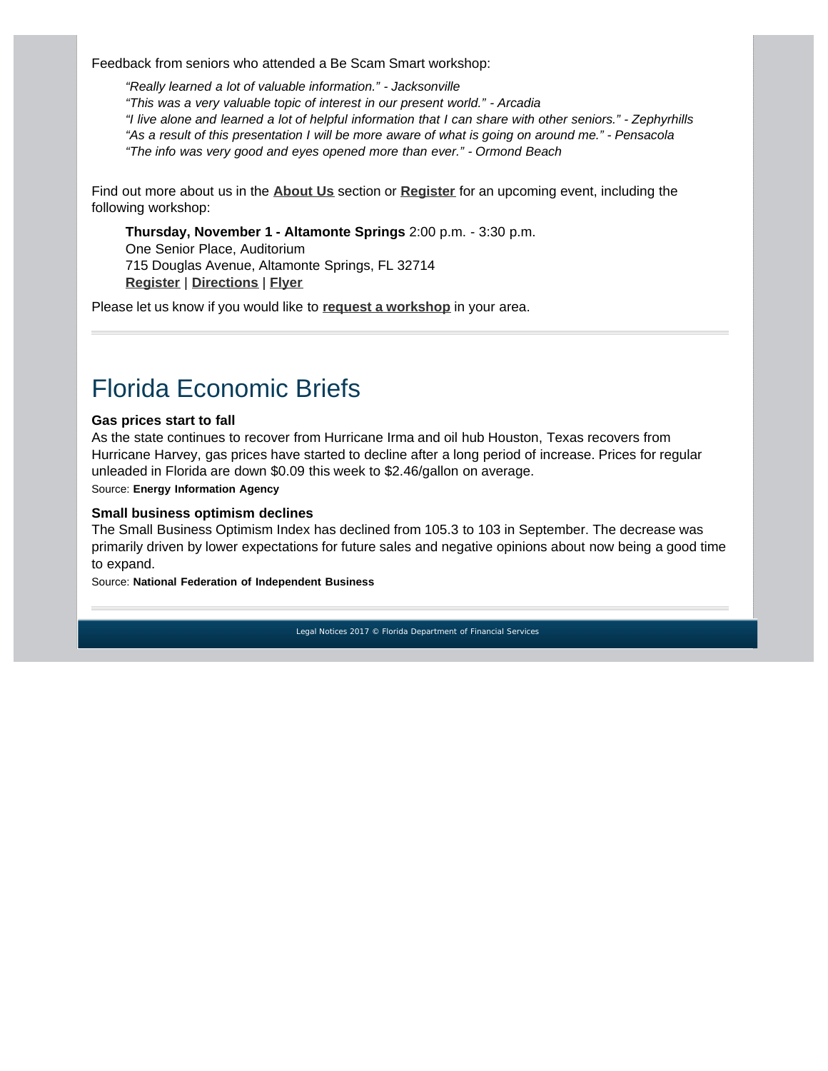Feedback from seniors who attended a Be Scam Smart workshop:

> *"Really learned a lot of valuable information." - Jacksonville*
> *"This was a very valuable topic of interest in our present world." - Arcadia*
> *"I live alone and learned a lot of helpful information that I can share with other seniors." - Zephyrhills*
> *"As a result of this presentation I will be more aware of what is going on around me." - Pensacola*
> *"The info was very good and eyes opened more than ever." - Ormond Beach*

Find out more about us in the **About Us** section or **Register** for an upcoming event, including the following workshop:

> **Thursday, November 1 - Altamonte Springs** 2:00 p.m. - 3:30 p.m.
> One Senior Place, Auditorium
> 715 Douglas Avenue, Altamonte Springs, FL 32714
> **Register** | **Directions** | **Flyer**

Please let us know if you would like to **request a workshop** in your area.

---

# Florida Economic Briefs

**Gas prices start to fall**
As the state continues to recover from Hurricane Irma and oil hub Houston, Texas recovers from Hurricane Harvey, gas prices have started to decline after a long period of increase. Prices for regular unleaded in Florida are down $0.09 this week to $2.46/gallon on average.
Source: **Energy Information Agency**

**Small business optimism declines**
The Small Business Optimism Index has declined from 105.3 to 103 in September. The decrease was primarily driven by lower expectations for future sales and negative opinions about now being a good time to expand.
Source: **National Federation of Independent Business**

---

Legal Notices 2017 © Florida Department of Financial Services